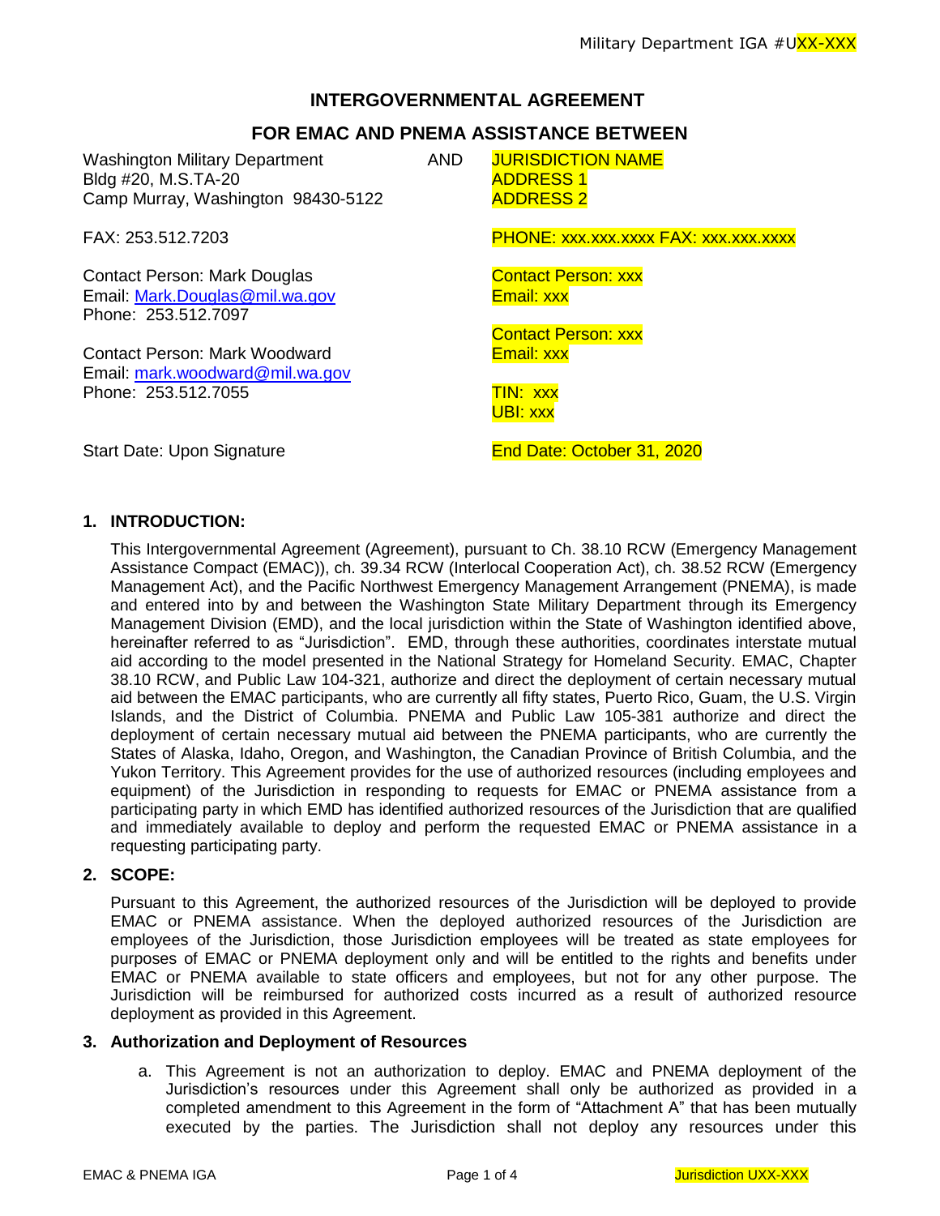# INTERGOVERNMENTAL AGREEMENT

## FOR EMAC AND PNEMA ASSISTANCE BETWEEN

| Washington Military Department | AND | JURISDICTION NAME |
|---|---|---|
| Bldg #20, M.S.TA-20 | | ADDRESS 1 |
| Camp Murray, Washington 98430-5122 | | ADDRESS 2 |
| FAX: 253.512.7203 | | PHONE: xxx.xxx.xxxx FAX: xxx.xxx.xxxx |
| Contact Person: Mark Douglas<br>Email: Mark.Douglas@mil.wa.gov<br>Phone: 253.512.7097 | | Contact Person: xxx<br>Email: xxx |
| Contact Person: Mark Woodward<br>Email: mark.woodward@mil.wa.gov<br>Phone: 253.512.7055 | | Contact Person: xxx<br>Email: xxx<br>TIN: xxx<br>UBI: xxx |
| Start Date: Upon Signature | | End Date: October 31, 2020 |

**1. INTRODUCTION:**

This Intergovernmental Agreement (Agreement), pursuant to Ch. 38.10 RCW (Emergency Management Assistance Compact (EMAC)), ch. 39.34 RCW (Interlocal Cooperation Act), ch. 38.52 RCW (Emergency Management Act), and the Pacific Northwest Emergency Management Arrangement (PNEMA), is made and entered into by and between the Washington State Military Department through its Emergency Management Division (EMD), and the local jurisdiction within the State of Washington identified above, hereinafter referred to as "Jurisdiction". EMD, through these authorities, coordinates interstate mutual aid according to the model presented in the National Strategy for Homeland Security. EMAC, Chapter 38.10 RCW, and Public Law 104-321, authorize and direct the deployment of certain necessary mutual aid between the EMAC participants, who are currently all fifty states, Puerto Rico, Guam, the U.S. Virgin Islands, and the District of Columbia. PNEMA and Public Law 105-381 authorize and direct the deployment of certain necessary mutual aid between the PNEMA participants, who are currently the States of Alaska, Idaho, Oregon, and Washington, the Canadian Province of British Columbia, and the Yukon Territory. This Agreement provides for the use of authorized resources (including employees and equipment) of the Jurisdiction in responding to requests for EMAC or PNEMA assistance from a participating party in which EMD has identified authorized resources of the Jurisdiction that are qualified and immediately available to deploy and perform the requested EMAC or PNEMA assistance in a requesting participating party.

**2. SCOPE:**

Pursuant to this Agreement, the authorized resources of the Jurisdiction will be deployed to provide EMAC or PNEMA assistance. When the deployed authorized resources of the Jurisdiction are employees of the Jurisdiction, those Jurisdiction employees will be treated as state employees for purposes of EMAC or PNEMA deployment only and will be entitled to the rights and benefits under EMAC or PNEMA available to state officers and employees, but not for any other purpose. The Jurisdiction will be reimbursed for authorized costs incurred as a result of authorized resource deployment as provided in this Agreement.

**3. Authorization and Deployment of Resources**

a. This Agreement is not an authorization to deploy. EMAC and PNEMA deployment of the Jurisdiction's resources under this Agreement shall only be authorized as provided in a completed amendment to this Agreement in the form of "Attachment A" that has been mutually executed by the parties. The Jurisdiction shall not deploy any resources under this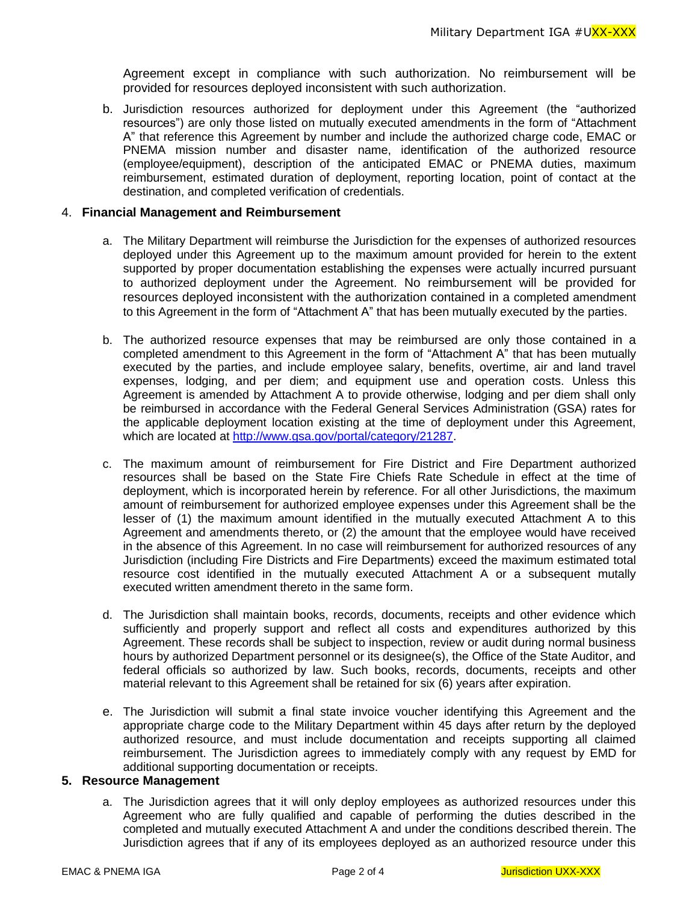Agreement except in compliance with such authorization. No reimbursement will be provided for resources deployed inconsistent with such authorization.

b. Jurisdiction resources authorized for deployment under this Agreement (the "authorized resources") are only those listed on mutually executed amendments in the form of "Attachment A" that reference this Agreement by number and include the authorized charge code, EMAC or PNEMA mission number and disaster name, identification of the authorized resource (employee/equipment), description of the anticipated EMAC or PNEMA duties, maximum reimbursement, estimated duration of deployment, reporting location, point of contact at the destination, and completed verification of credentials.

4. **Financial Management and Reimbursement**

a. The Military Department will reimburse the Jurisdiction for the expenses of authorized resources deployed under this Agreement up to the maximum amount provided for herein to the extent supported by proper documentation establishing the expenses were actually incurred pursuant to authorized deployment under the Agreement. No reimbursement will be provided for resources deployed inconsistent with the authorization contained in a completed amendment to this Agreement in the form of "Attachment A" that has been mutually executed by the parties.

b. The authorized resource expenses that may be reimbursed are only those contained in a completed amendment to this Agreement in the form of "Attachment A" that has been mutually executed by the parties, and include employee salary, benefits, overtime, air and land travel expenses, lodging, and per diem; and equipment use and operation costs. Unless this Agreement is amended by Attachment A to provide otherwise, lodging and per diem shall only be reimbursed in accordance with the Federal General Services Administration (GSA) rates for the applicable deployment location existing at the time of deployment under this Agreement, which are located at [http://www.gsa.gov/portal/category/21287](http://www.gsa.gov/portal/category/21287).

c. The maximum amount of reimbursement for Fire District and Fire Department authorized resources shall be based on the State Fire Chiefs Rate Schedule in effect at the time of deployment, which is incorporated herein by reference. For all other Jurisdictions, the maximum amount of reimbursement for authorized employee expenses under this Agreement shall be the lesser of (1) the maximum amount identified in the mutually executed Attachment A to this Agreement and amendments thereto, or (2) the amount that the employee would have received in the absence of this Agreement. In no case will reimbursement for authorized resources of any Jurisdiction (including Fire Districts and Fire Departments) exceed the maximum estimated total resource cost identified in the mutually executed Attachment A or a subsequent mutally executed written amendment thereto in the same form.

d. The Jurisdiction shall maintain books, records, documents, receipts and other evidence which sufficiently and properly support and reflect all costs and expenditures authorized by this Agreement. These records shall be subject to inspection, review or audit during normal business hours by authorized Department personnel or its designee(s), the Office of the State Auditor, and federal officials so authorized by law. Such books, records, documents, receipts and other material relevant to this Agreement shall be retained for six (6) years after expiration.

e. The Jurisdiction will submit a final state invoice voucher identifying this Agreement and the appropriate charge code to the Military Department within 45 days after return by the deployed authorized resource, and must include documentation and receipts supporting all claimed reimbursement. The Jurisdiction agrees to immediately comply with any request by EMD for additional supporting documentation or receipts.

5. **Resource Management**

a. The Jurisdiction agrees that it will only deploy employees as authorized resources under this Agreement who are fully qualified and capable of performing the duties described in the completed and mutually executed Attachment A and under the conditions described therein. The Jurisdiction agrees that if any of its employees deployed as an authorized resource under this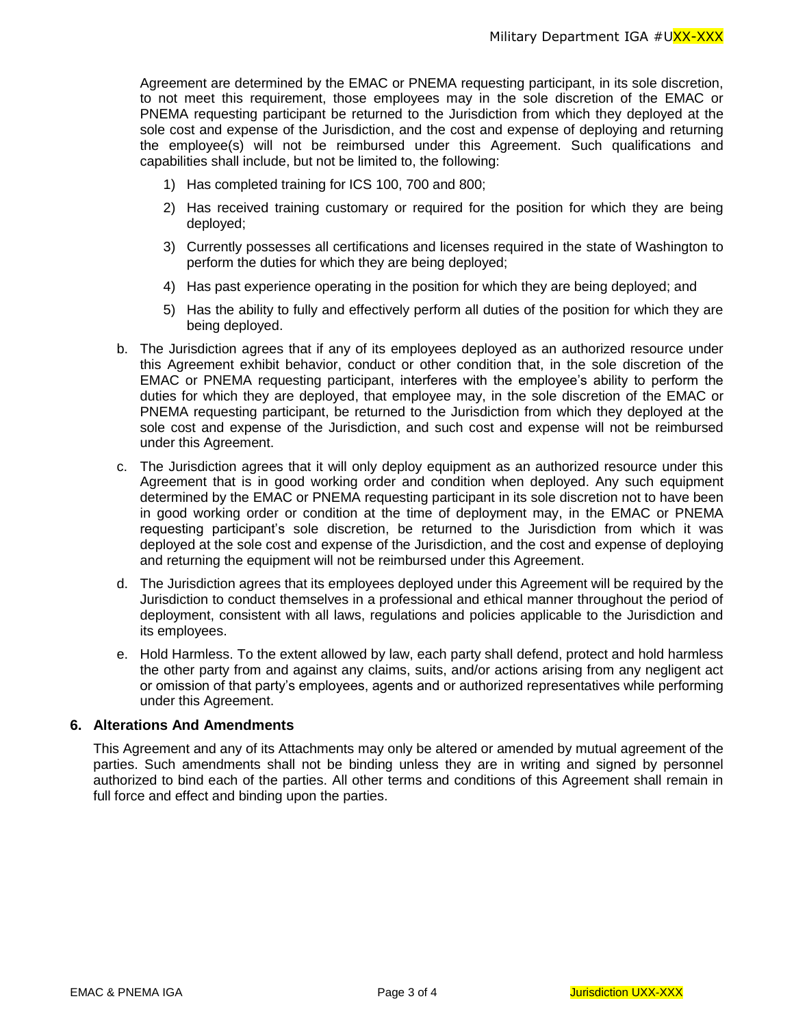Agreement are determined by the EMAC or PNEMA requesting participant, in its sole discretion, to not meet this requirement, those employees may in the sole discretion of the EMAC or PNEMA requesting participant be returned to the Jurisdiction from which they deployed at the sole cost and expense of the Jurisdiction, and the cost and expense of deploying and returning the employee(s) will not be reimbursed under this Agreement. Such qualifications and capabilities shall include, but not be limited to, the following:

1) Has completed training for ICS 100, 700 and 800;
2) Has received training customary or required for the position for which they are being deployed;
3) Currently possesses all certifications and licenses required in the state of Washington to perform the duties for which they are being deployed;
4) Has past experience operating in the position for which they are being deployed; and
5) Has the ability to fully and effectively perform all duties of the position for which they are being deployed.

b. The Jurisdiction agrees that if any of its employees deployed as an authorized resource under this Agreement exhibit behavior, conduct or other condition that, in the sole discretion of the EMAC or PNEMA requesting participant, interferes with the employee's ability to perform the duties for which they are deployed, that employee may, in the sole discretion of the EMAC or PNEMA requesting participant, be returned to the Jurisdiction from which they deployed at the sole cost and expense of the Jurisdiction, and such cost and expense will not be reimbursed under this Agreement.

c. The Jurisdiction agrees that it will only deploy equipment as an authorized resource under this Agreement that is in good working order and condition when deployed. Any such equipment determined by the EMAC or PNEMA requesting participant in its sole discretion not to have been in good working order or condition at the time of deployment may, in the EMAC or PNEMA requesting participant's sole discretion, be returned to the Jurisdiction from which it was deployed at the sole cost and expense of the Jurisdiction, and the cost and expense of deploying and returning the equipment will not be reimbursed under this Agreement.

d. The Jurisdiction agrees that its employees deployed under this Agreement will be required by the Jurisdiction to conduct themselves in a professional and ethical manner throughout the period of deployment, consistent with all laws, regulations and policies applicable to the Jurisdiction and its employees.

e. Hold Harmless. To the extent allowed by law, each party shall defend, protect and hold harmless the other party from and against any claims, suits, and/or actions arising from any negligent act or omission of that party's employees, agents and or authorized representatives while performing under this Agreement.

## 6. Alterations And Amendments

This Agreement and any of its Attachments may only be altered or amended by mutual agreement of the parties. Such amendments shall not be binding unless they are in writing and signed by personnel authorized to bind each of the parties. All other terms and conditions of this Agreement shall remain in full force and effect and binding upon the parties.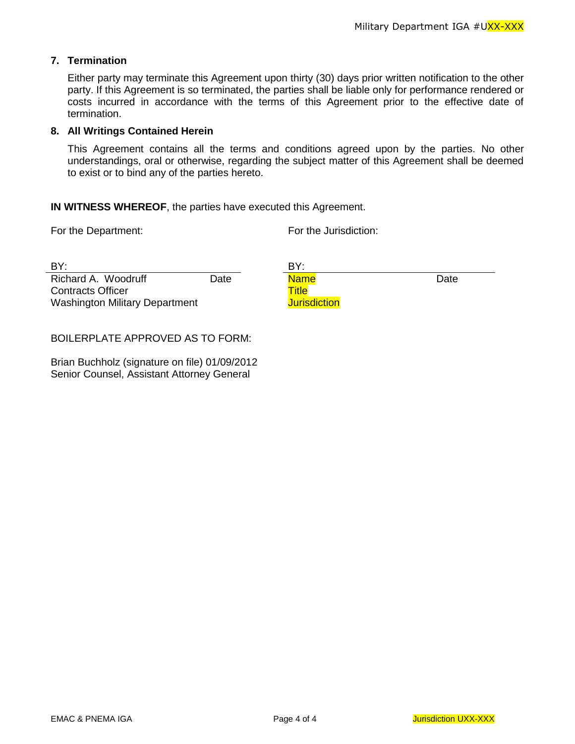## 7. Termination

Either party may terminate this Agreement upon thirty (30) days prior written notification to the other party. If this Agreement is so terminated, the parties shall be liable only for performance rendered or costs incurred in accordance with the terms of this Agreement prior to the effective date of termination.

## 8. All Writings Contained Herein

This Agreement contains all the terms and conditions agreed upon by the parties. No other understandings, oral or otherwise, regarding the subject matter of this Agreement shall be deemed to exist or to bind any of the parties hereto.

**IN WITNESS WHEREOF**, the parties have executed this Agreement.

For the Department:

BY: ______________________________

Richard A. Woodruff    Date
Contracts Officer
Washington Military Department

For the Jurisdiction:

BY: ______________________________

Name    Date
Title
Jurisdiction

BOILERPLATE APPROVED AS TO FORM:

Brian Buchholz (signature on file) 01/09/2012
Senior Counsel, Assistant Attorney General